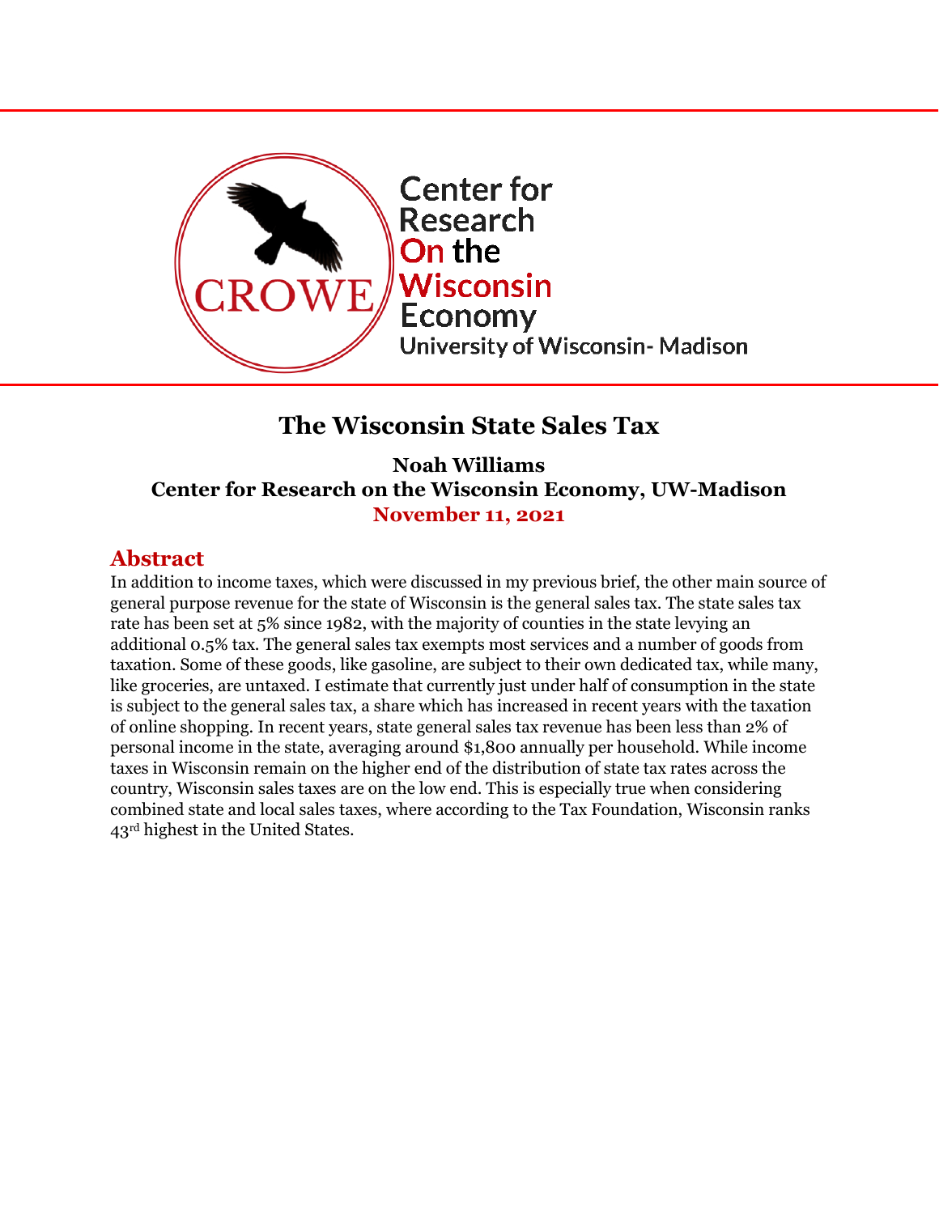Center for Research On the Wisconsin Economy
University of Wisconsin- Madison

# The Wisconsin State Sales Tax

**Noah Williams**
**Center for Research on the Wisconsin Economy, UW-Madison**
**November 11, 2021**

## Abstract

In addition to income taxes, which were discussed in my previous brief, the other main source of general purpose revenue for the state of Wisconsin is the general sales tax. The state sales tax rate has been set at 5% since 1982, with the majority of counties in the state levying an additional 0.5% tax. The general sales tax exempts most services and a number of goods from taxation. Some of these goods, like gasoline, are subject to their own dedicated tax, while many, like groceries, are untaxed. I estimate that currently just under half of consumption in the state is subject to the general sales tax, a share which has increased in recent years with the taxation of online shopping. In recent years, state general sales tax revenue has been less than 2% of personal income in the state, averaging around $1,800 annually per household. While income taxes in Wisconsin remain on the higher end of the distribution of state tax rates across the country, Wisconsin sales taxes are on the low end. This is especially true when considering combined state and local sales taxes, where according to the Tax Foundation, Wisconsin ranks 43rd highest in the United States.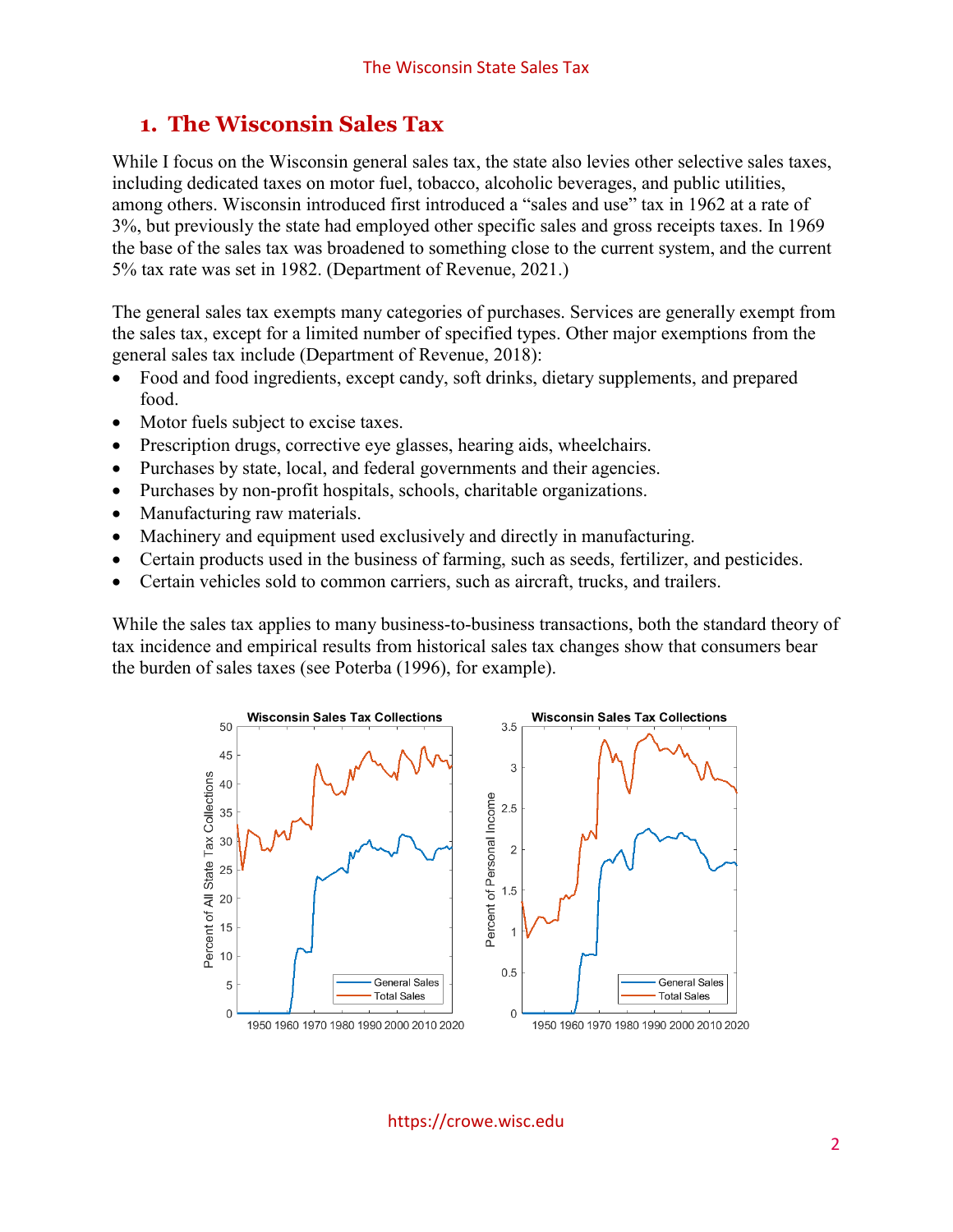## 1. The Wisconsin Sales Tax

While I focus on the Wisconsin general sales tax, the state also levies other selective sales taxes, including dedicated taxes on motor fuel, tobacco, alcoholic beverages, and public utilities, among others. Wisconsin introduced first introduced a "sales and use" tax in 1962 at a rate of 3%, but previously the state had employed other specific sales and gross receipts taxes. In 1969 the base of the sales tax was broadened to something close to the current system, and the current 5% tax rate was set in 1982. (Department of Revenue, 2021.)

The general sales tax exempts many categories of purchases. Services are generally exempt from the sales tax, except for a limited number of specified types. Other major exemptions from the general sales tax include (Department of Revenue, 2018):

- Food and food ingredients, except candy, soft drinks, dietary supplements, and prepared food.
- Motor fuels subject to excise taxes.
- Prescription drugs, corrective eye glasses, hearing aids, wheelchairs.
- Purchases by state, local, and federal governments and their agencies.
- Purchases by non-profit hospitals, schools, charitable organizations.
- Manufacturing raw materials.
- Machinery and equipment used exclusively and directly in manufacturing.
- Certain products used in the business of farming, such as seeds, fertilizer, and pesticides.
- Certain vehicles sold to common carriers, such as aircraft, trucks, and trailers.

While the sales tax applies to many business-to-business transactions, both the standard theory of tax incidence and empirical results from historical sales tax changes show that consumers bear the burden of sales taxes (see Poterba (1996), for example).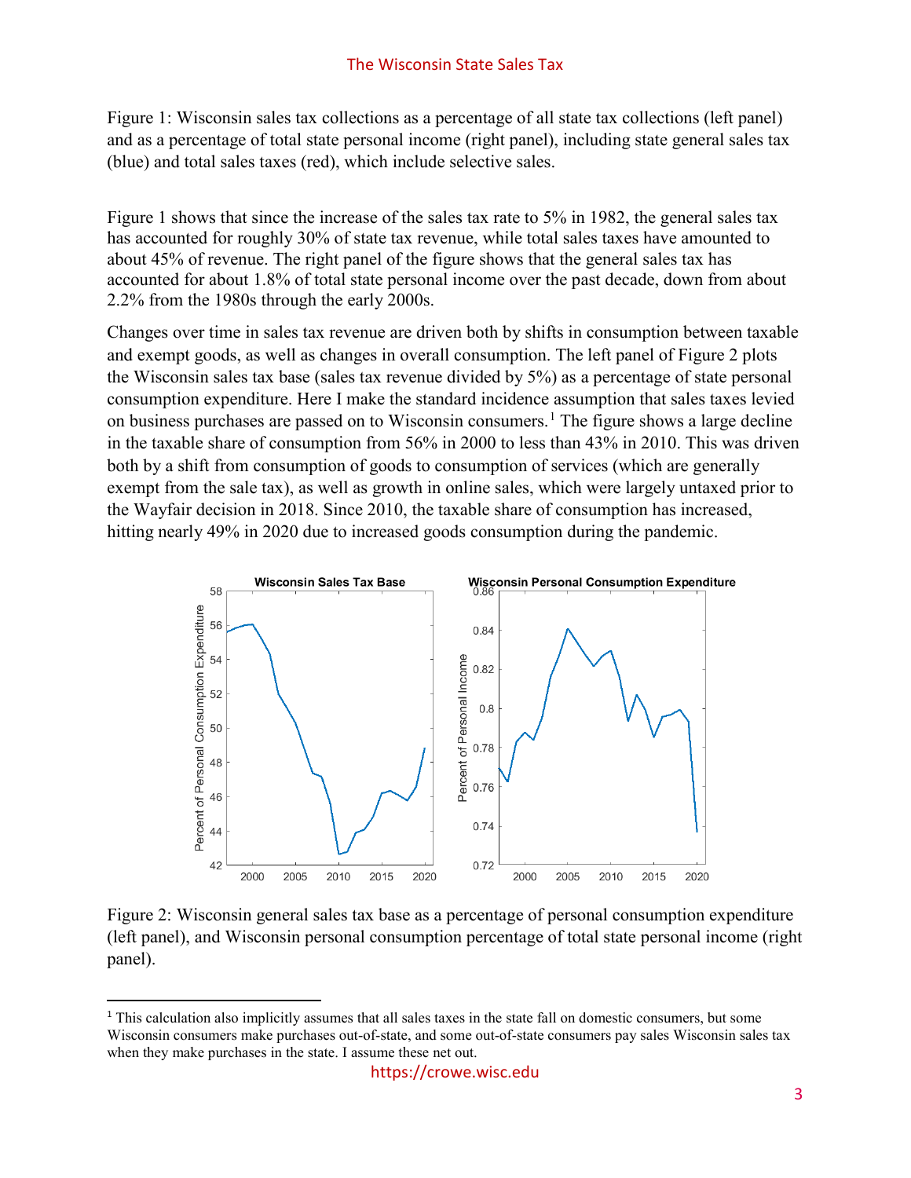Figure 1: Wisconsin sales tax collections as a percentage of all state tax collections (left panel) and as a percentage of total state personal income (right panel), including state general sales tax (blue) and total sales taxes (red), which include selective sales.

Figure 1 shows that since the increase of the sales tax rate to 5% in 1982, the general sales tax has accounted for roughly 30% of state tax revenue, while total sales taxes have amounted to about 45% of revenue. The right panel of the figure shows that the general sales tax has accounted for about 1.8% of total state personal income over the past decade, down from about 2.2% from the 1980s through the early 2000s.

Changes over time in sales tax revenue are driven both by shifts in consumption between taxable and exempt goods, as well as changes in overall consumption. The left panel of Figure 2 plots the Wisconsin sales tax base (sales tax revenue divided by 5%) as a percentage of state personal consumption expenditure. Here I make the standard incidence assumption that sales taxes levied on business purchases are passed on to Wisconsin consumers.[1] The figure shows a large decline in the taxable share of consumption from 56% in 2000 to less than 43% in 2010. This was driven both by a shift from consumption of goods to consumption of services (which are generally exempt from the sale tax), as well as growth in online sales, which were largely untaxed prior to the Wayfair decision in 2018. Since 2010, the taxable share of consumption has increased, hitting nearly 49% in 2020 due to increased goods consumption during the pandemic.

Figure 2: Wisconsin general sales tax base as a percentage of personal consumption expenditure (left panel), and Wisconsin personal consumption percentage of total state personal income (right panel).

---

[1] This calculation also implicitly assumes that all sales taxes in the state fall on domestic consumers, but some Wisconsin consumers make purchases out-of-state, and some out-of-state consumers pay sales Wisconsin sales tax when they make purchases in the state. I assume these net out.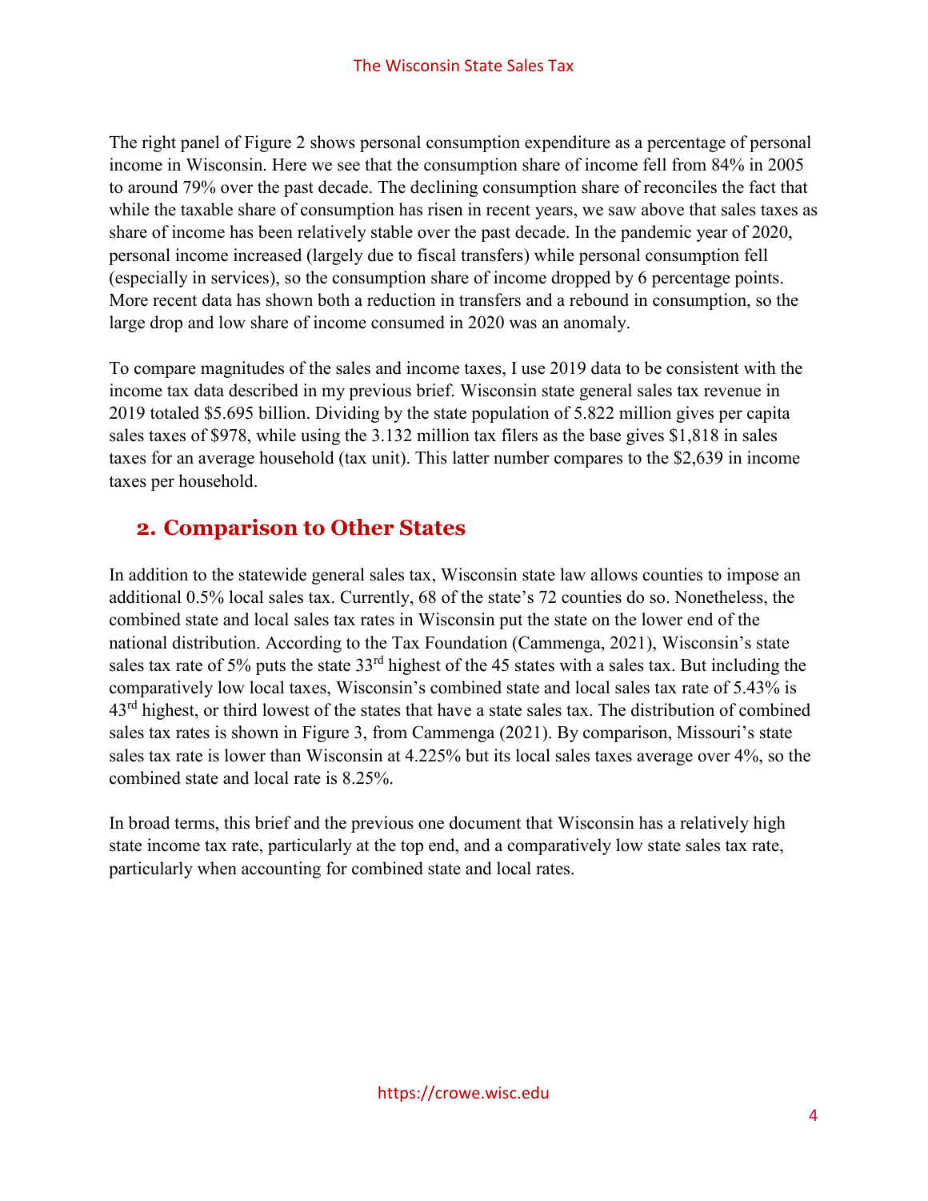The right panel of Figure 2 shows personal consumption expenditure as a percentage of personal income in Wisconsin. Here we see that the consumption share of income fell from 84% in 2005 to around 79% over the past decade. The declining consumption share of reconciles the fact that while the taxable share of consumption has risen in recent years, we saw above that sales taxes as share of income has been relatively stable over the past decade. In the pandemic year of 2020, personal income increased (largely due to fiscal transfers) while personal consumption fell (especially in services), so the consumption share of income dropped by 6 percentage points. More recent data has shown both a reduction in transfers and a rebound in consumption, so the large drop and low share of income consumed in 2020 was an anomaly.

To compare magnitudes of the sales and income taxes, I use 2019 data to be consistent with the income tax data described in my previous brief. Wisconsin state general sales tax revenue in 2019 totaled $5.695 billion. Dividing by the state population of 5.822 million gives per capita sales taxes of $978, while using the 3.132 million tax filers as the base gives $1,818 in sales taxes for an average household (tax unit). This latter number compares to the $2,639 in income taxes per household.

## 2. Comparison to Other States

In addition to the statewide general sales tax, Wisconsin state law allows counties to impose an additional 0.5% local sales tax. Currently, 68 of the state's 72 counties do so. Nonetheless, the combined state and local sales tax rates in Wisconsin put the state on the lower end of the national distribution. According to the Tax Foundation (Cammenga, 2021), Wisconsin's state sales tax rate of 5% puts the state 33rd highest of the 45 states with a sales tax. But including the comparatively low local taxes, Wisconsin's combined state and local sales tax rate of 5.43% is 43rd highest, or third lowest of the states that have a state sales tax. The distribution of combined sales tax rates is shown in Figure 3, from Cammenga (2021). By comparison, Missouri's state sales tax rate is lower than Wisconsin at 4.225% but its local sales taxes average over 4%, so the combined state and local rate is 8.25%.

In broad terms, this brief and the previous one document that Wisconsin has a relatively high state income tax rate, particularly at the top end, and a comparatively low state sales tax rate, particularly when accounting for combined state and local rates.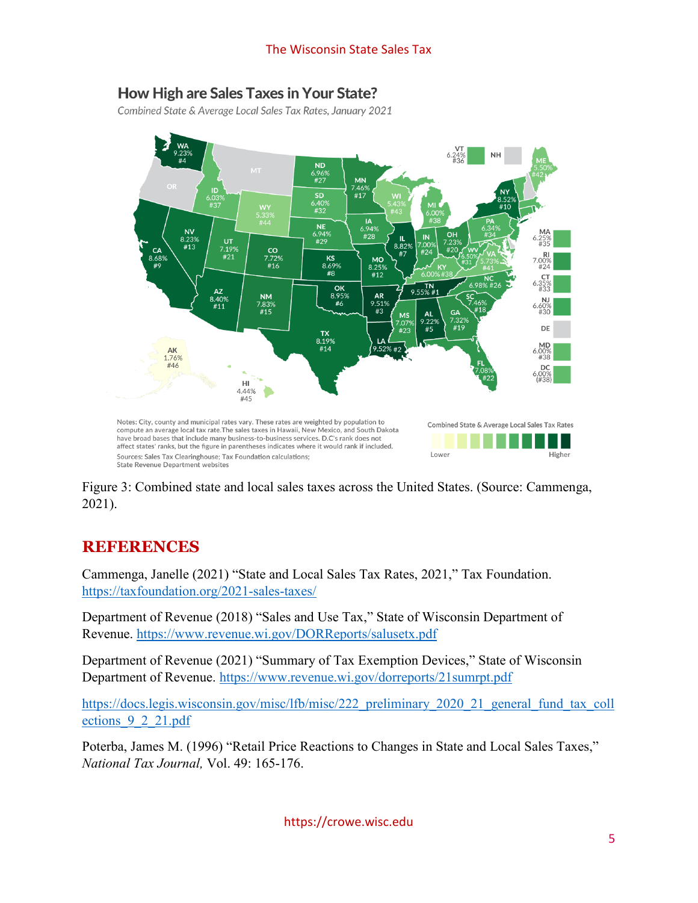How High are Sales Taxes in Your State?

*Combined State & Average Local Sales Tax Rates, January 2021*

WA 9.23% #4
OR
MT
ND 6.96% #27
MN 7.46% #17
VT 6.24% #36
NH
ME 5.50% #42
ID 6.03% #37
WY 5.33% #44
SD 6.40% #32
WI 5.43% #43
MI 6.00% #38
NY 8.52% #10
NV 8.23% #13
UT 7.19% #21
NE 6.94% #29
IA 6.94% #28
IL 8.82% #7
IN 7.00% #24
OH 7.23% #20
PA 6.34% #34
MA 6.25% #35
CA 8.68% #9
CO 7.72% #16
KS 8.69% #8
MO 8.25% #12
WV 6.50% #31
VA 5.73% #41
RI 7.00% #24
KY 6.00% #38
CT 6.35% #33
AZ 8.40% #11
NM 7.83% #15
OK 8.95% #6
AR 9.51% #3
TN 9.55% #1
NC 6.98% #26
NJ 6.60% #30
SC 7.46% #18
MS 7.07% #23
AL 9.22% #5
GA 7.32% #19
DE
TX 8.19% #14
LA 9.52% #2
MD 6.00% #38
AK 1.76% #46
FL 7.08% #22
DC 6.00% (#38)
HI 4.44% #45

Notes: City, county and municipal rates vary. These rates are weighted by population to compute an average local tax rate.The sales taxes in Hawaii, New Mexico, and South Dakota have broad bases that include many business-to-business services. D.C's rank does not affect states' ranks, but the figure in parentheses indicates where it would rank if included.

Sources: Sales Tax Clearinghouse; Tax Foundation calculations; State Revenue Department websites

Combined State & Average Local Sales Tax Rates

Lower Higher

Figure 3: Combined state and local sales taxes across the United States. (Source: Cammenga, 2021).

## REFERENCES

Cammenga, Janelle (2021) "State and Local Sales Tax Rates, 2021," Tax Foundation. https://taxfoundation.org/2021-sales-taxes/

Department of Revenue (2018) "Sales and Use Tax," State of Wisconsin Department of Revenue. https://www.revenue.wi.gov/DORReports/salusetx.pdf

Department of Revenue (2021) "Summary of Tax Exemption Devices," State of Wisconsin Department of Revenue. https://www.revenue.wi.gov/dorreports/21sumrpt.pdf

https://docs.legis.wisconsin.gov/misc/lfb/misc/222_preliminary_2020_21_general_fund_tax_collections_9_2_21.pdf

Poterba, James M. (1996) "Retail Price Reactions to Changes in State and Local Sales Taxes," *National Tax Journal,* Vol. 49: 165-176.